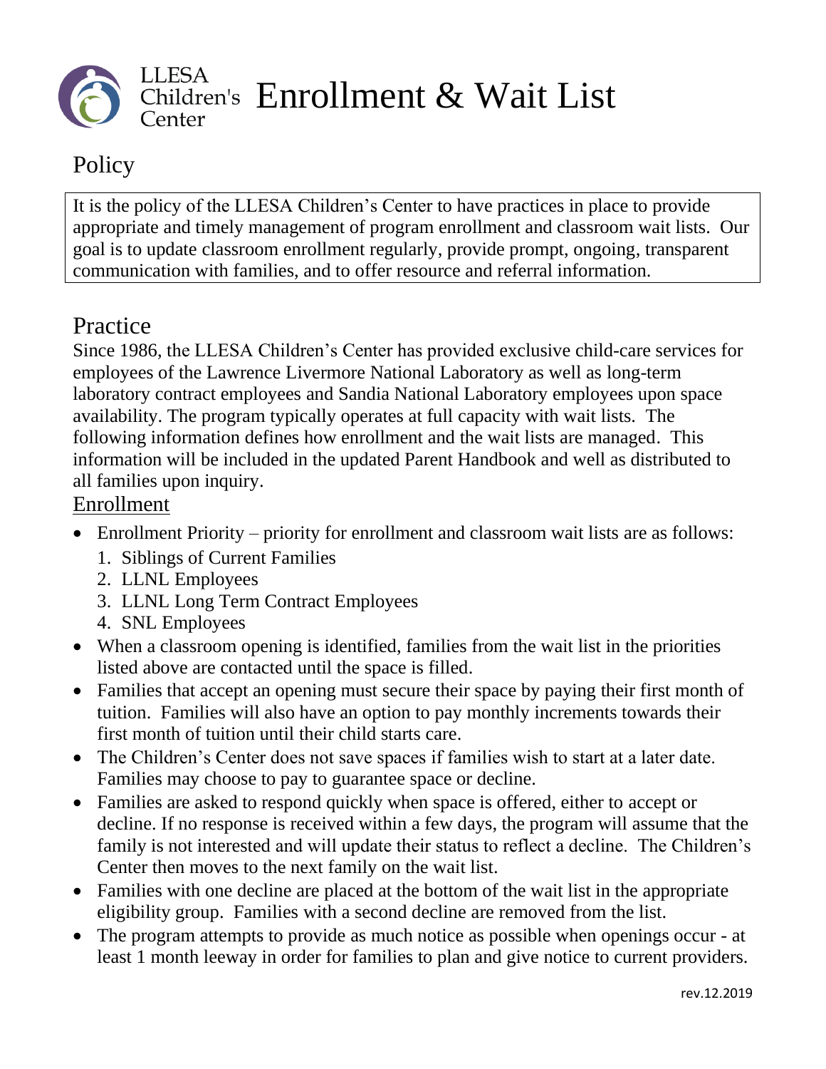# LLESA Children's Center Enrollment & Wait List

## Policy

It is the policy of the LLESA Children's Center to have practices in place to provide appropriate and timely management of program enrollment and classroom wait lists. Our goal is to update classroom enrollment regularly, provide prompt, ongoing, transparent communication with families, and to offer resource and referral information.

## Practice

Since 1986, the LLESA Children's Center has provided exclusive child-care services for employees of the Lawrence Livermore National Laboratory as well as long-term laboratory contract employees and Sandia National Laboratory employees upon space availability. The program typically operates at full capacity with wait lists. The following information defines how enrollment and the wait lists are managed. This information will be included in the updated Parent Handbook and well as distributed to all families upon inquiry.

### Enrollment

- Enrollment Priority – priority for enrollment and classroom wait lists are as follows:
  1. Siblings of Current Families
  2. LLNL Employees
  3. LLNL Long Term Contract Employees
  4. SNL Employees
- When a classroom opening is identified, families from the wait list in the priorities listed above are contacted until the space is filled.
- Families that accept an opening must secure their space by paying their first month of tuition. Families will also have an option to pay monthly increments towards their first month of tuition until their child starts care.
- The Children's Center does not save spaces if families wish to start at a later date. Families may choose to pay to guarantee space or decline.
- Families are asked to respond quickly when space is offered, either to accept or decline. If no response is received within a few days, the program will assume that the family is not interested and will update their status to reflect a decline. The Children's Center then moves to the next family on the wait list.
- Families with one decline are placed at the bottom of the wait list in the appropriate eligibility group. Families with a second decline are removed from the list.
- The program attempts to provide as much notice as possible when openings occur - at least 1 month leeway in order for families to plan and give notice to current providers.

rev.12.2019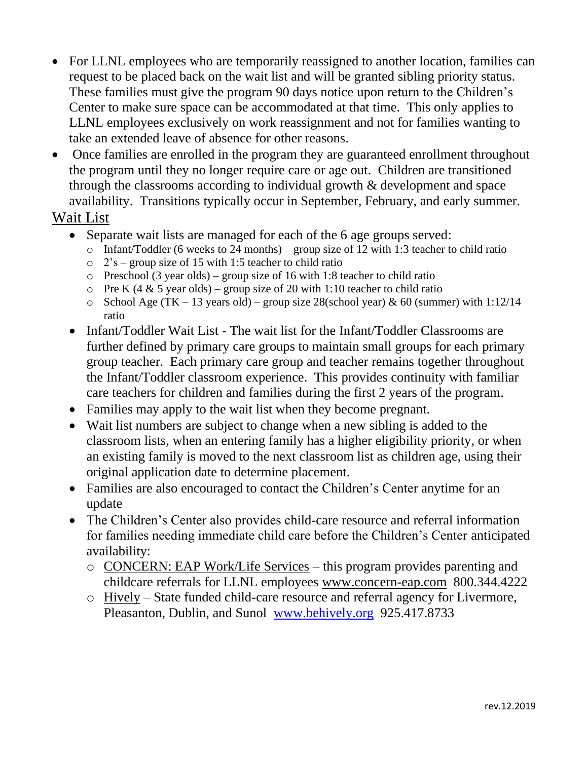- For LLNL employees who are temporarily reassigned to another location, families can request to be placed back on the wait list and will be granted sibling priority status. These families must give the program 90 days notice upon return to the Children's Center to make sure space can be accommodated at that time. This only applies to LLNL employees exclusively on work reassignment and not for families wanting to take an extended leave of absence for other reasons.
- Once families are enrolled in the program they are guaranteed enrollment throughout the program until they no longer require care or age out. Children are transitioned through the classrooms according to individual growth & development and space availability. Transitions typically occur in September, February, and early summer.

## Wait List

- Separate wait lists are managed for each of the 6 age groups served:
  - Infant/Toddler (6 weeks to 24 months) – group size of 12 with 1:3 teacher to child ratio
  - 2's – group size of 15 with 1:5 teacher to child ratio
  - Preschool (3 year olds) – group size of 16 with 1:8 teacher to child ratio
  - Pre K (4 & 5 year olds) – group size of 20 with 1:10 teacher to child ratio
  - School Age (TK – 13 years old) – group size 28(school year) & 60 (summer) with 1:12/14 ratio
- Infant/Toddler Wait List - The wait list for the Infant/Toddler Classrooms are further defined by primary care groups to maintain small groups for each primary group teacher. Each primary care group and teacher remains together throughout the Infant/Toddler classroom experience. This provides continuity with familiar care teachers for children and families during the first 2 years of the program.
- Families may apply to the wait list when they become pregnant.
- Wait list numbers are subject to change when a new sibling is added to the classroom lists, when an entering family has a higher eligibility priority, or when an existing family is moved to the next classroom list as children age, using their original application date to determine placement.
- Families are also encouraged to contact the Children's Center anytime for an update
- The Children's Center also provides child-care resource and referral information for families needing immediate child care before the Children's Center anticipated availability:
  - CONCERN: EAP Work/Life Services – this program provides parenting and childcare referrals for LLNL employees www.concern-eap.com 800.344.4222
  - Hively – State funded child-care resource and referral agency for Livermore, Pleasanton, Dublin, and Sunol www.behively.org 925.417.8733

rev.12.2019